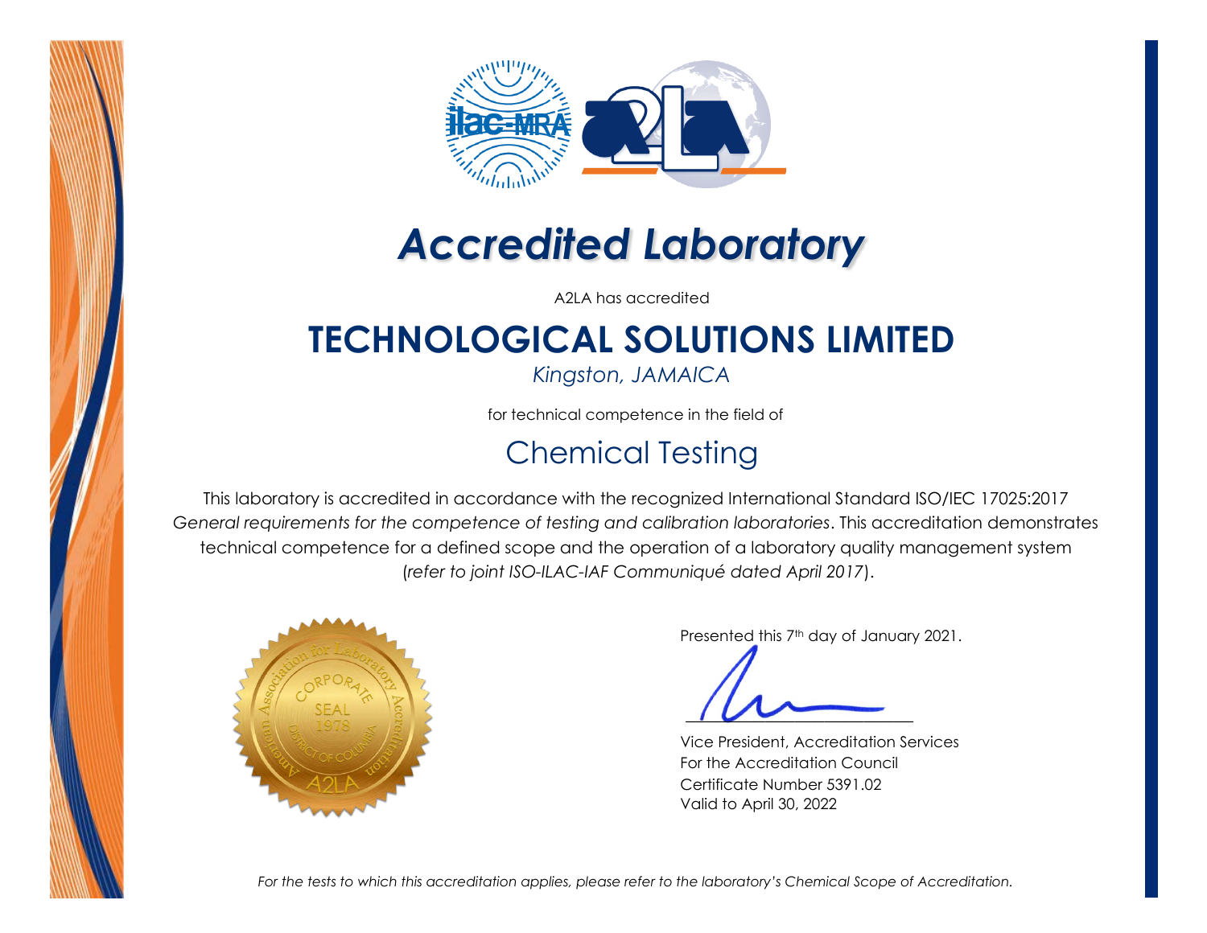# *Accredited Laboratory*

A2LA has accredited

## TECHNOLOGICAL SOLUTIONS LIMITED

*Kingston, JAMAICA*

for technical competence in the field of

## Chemical Testing

This laboratory is accredited in accordance with the recognized International Standard ISO/IEC 17025:2017 *General requirements for the competence of testing and calibration laboratories*. This accreditation demonstrates technical competence for a defined scope and the operation of a laboratory quality management system (*refer to joint ISO-ILAC-IAF Communiqué dated April 2017*).

Presented this 7th day of January 2021.

Vice President, Accreditation Services
For the Accreditation Council
Certificate Number 5391.02
Valid to April 30, 2022

*For the tests to which this accreditation applies, please refer to the laboratory's Chemical Scope of Accreditation.*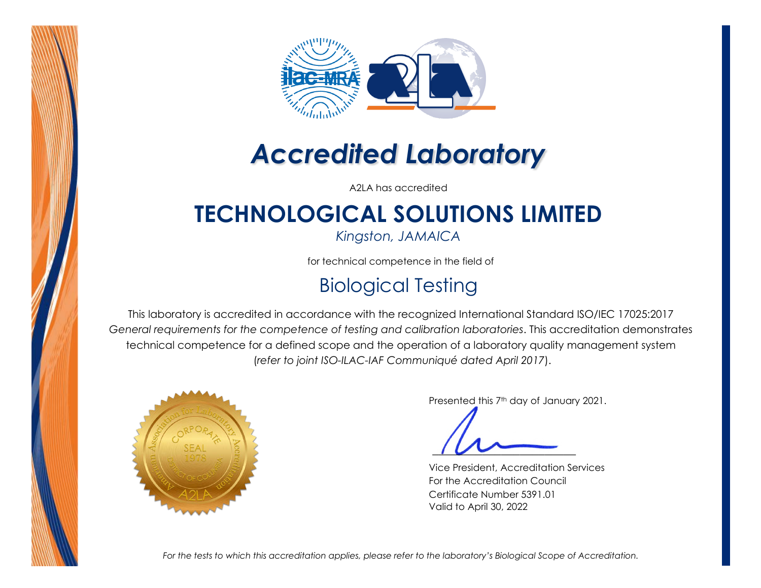# *Accredited Laboratory*

A2LA has accredited

## TECHNOLOGICAL SOLUTIONS LIMITED

*Kingston, JAMAICA*

for technical competence in the field of

## Biological Testing

This laboratory is accredited in accordance with the recognized International Standard ISO/IEC 17025:2017 *General requirements for the competence of testing and calibration laboratories*. This accreditation demonstrates technical competence for a defined scope and the operation of a laboratory quality management system (*refer to joint ISO-ILAC-IAF Communiqué dated April 2017*).

Presented this 7th day of January 2021.

Vice President, Accreditation Services
For the Accreditation Council
Certificate Number 5391.01
Valid to April 30, 2022

*For the tests to which this accreditation applies, please refer to the laboratory's Biological Scope of Accreditation.*